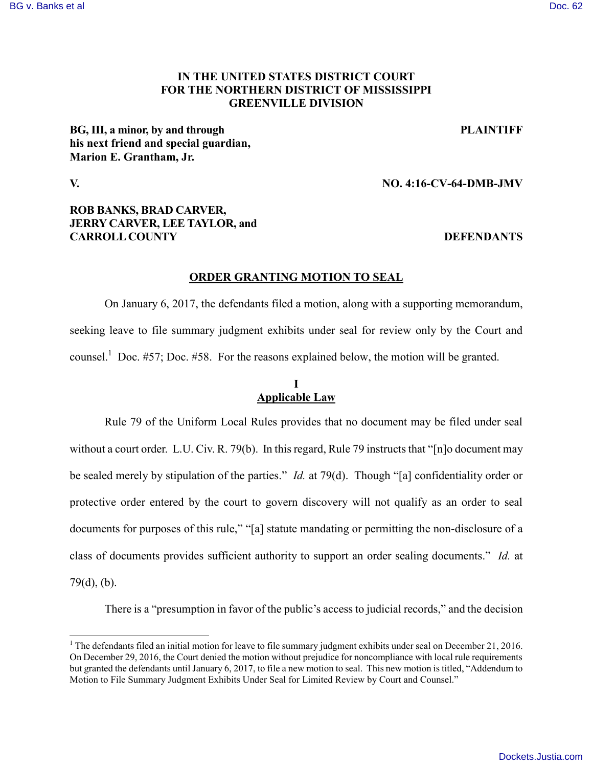**IN THE UNITED STATES DISTRICT COURT**
**FOR THE NORTHERN DISTRICT OF MISSISSIPPI**
**GREENVILLE DIVISION**

**BG, III, a minor, by and through his next friend and special guardian, Marion E. Grantham, Jr.** — **PLAINTIFF**

**V.** — **NO. 4:16-CV-64-DMB-JMV**

**ROB BANKS, BRAD CARVER, JERRY CARVER, LEE TAYLOR, and CARROLL COUNTY** — **DEFENDANTS**

## ORDER GRANTING MOTION TO SEAL

On January 6, 2017, the defendants filed a motion, along with a supporting memorandum, seeking leave to file summary judgment exhibits under seal for review only by the Court and counsel.[1] Doc. #57; Doc. #58. For the reasons explained below, the motion will be granted.

### I
### Applicable Law

Rule 79 of the Uniform Local Rules provides that no document may be filed under seal without a court order. L.U. Civ. R. 79(b). In this regard, Rule 79 instructs that "[n]o document may be sealed merely by stipulation of the parties." *Id.* at 79(d). Though "[a] confidentiality order or protective order entered by the court to govern discovery will not qualify as an order to seal documents for purposes of this rule," "[a] statute mandating or permitting the non-disclosure of a class of documents provides sufficient authority to support an order sealing documents." *Id.* at 79(d), (b).

There is a "presumption in favor of the public's access to judicial records," and the decision

[1] The defendants filed an initial motion for leave to file summary judgment exhibits under seal on December 21, 2016. On December 29, 2016, the Court denied the motion without prejudice for noncompliance with local rule requirements but granted the defendants until January 6, 2017, to file a new motion to seal. This new motion is titled, "Addendum to Motion to File Summary Judgment Exhibits Under Seal for Limited Review by Court and Counsel."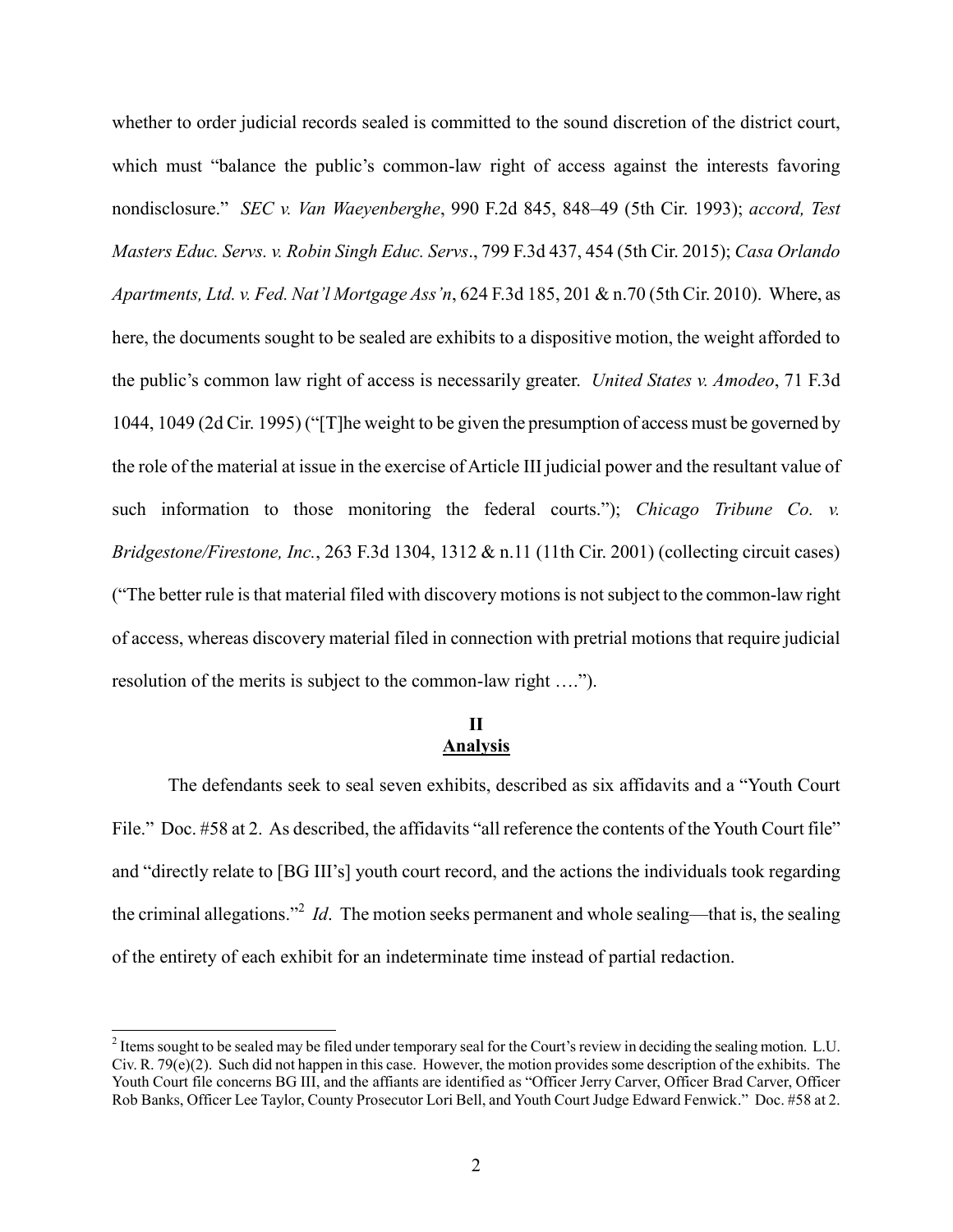whether to order judicial records sealed is committed to the sound discretion of the district court, which must "balance the public's common-law right of access against the interests favoring nondisclosure." *SEC v. Van Waeyenberghe*, 990 F.2d 845, 848–49 (5th Cir. 1993); *accord, Test Masters Educ. Servs. v. Robin Singh Educ. Servs*., 799 F.3d 437, 454 (5th Cir. 2015); *Casa Orlando Apartments, Ltd. v. Fed. Nat'l Mortgage Ass'n*, 624 F.3d 185, 201 & n.70 (5th Cir. 2010). Where, as here, the documents sought to be sealed are exhibits to a dispositive motion, the weight afforded to the public's common law right of access is necessarily greater. *United States v. Amodeo*, 71 F.3d 1044, 1049 (2d Cir. 1995) ("[T]he weight to be given the presumption of access must be governed by the role of the material at issue in the exercise of Article III judicial power and the resultant value of such information to those monitoring the federal courts."); *Chicago Tribune Co. v. Bridgestone/Firestone, Inc.*, 263 F.3d 1304, 1312 & n.11 (11th Cir. 2001) (collecting circuit cases) ("The better rule is that material filed with discovery motions is not subject to the common-law right of access, whereas discovery material filed in connection with pretrial motions that require judicial resolution of the merits is subject to the common-law right ….").

## II
## Analysis

The defendants seek to seal seven exhibits, described as six affidavits and a "Youth Court File." Doc. #58 at 2. As described, the affidavits "all reference the contents of the Youth Court file" and "directly relate to [BG III's] youth court record, and the actions the individuals took regarding the criminal allegations."[2] *Id*. The motion seeks permanent and whole sealing—that is, the sealing of the entirety of each exhibit for an indeterminate time instead of partial redaction.

---

[2] Items sought to be sealed may be filed under temporary seal for the Court's review in deciding the sealing motion. L.U. Civ. R. 79(e)(2). Such did not happen in this case. However, the motion provides some description of the exhibits. The Youth Court file concerns BG III, and the affiants are identified as "Officer Jerry Carver, Officer Brad Carver, Officer Rob Banks, Officer Lee Taylor, County Prosecutor Lori Bell, and Youth Court Judge Edward Fenwick." Doc. #58 at 2.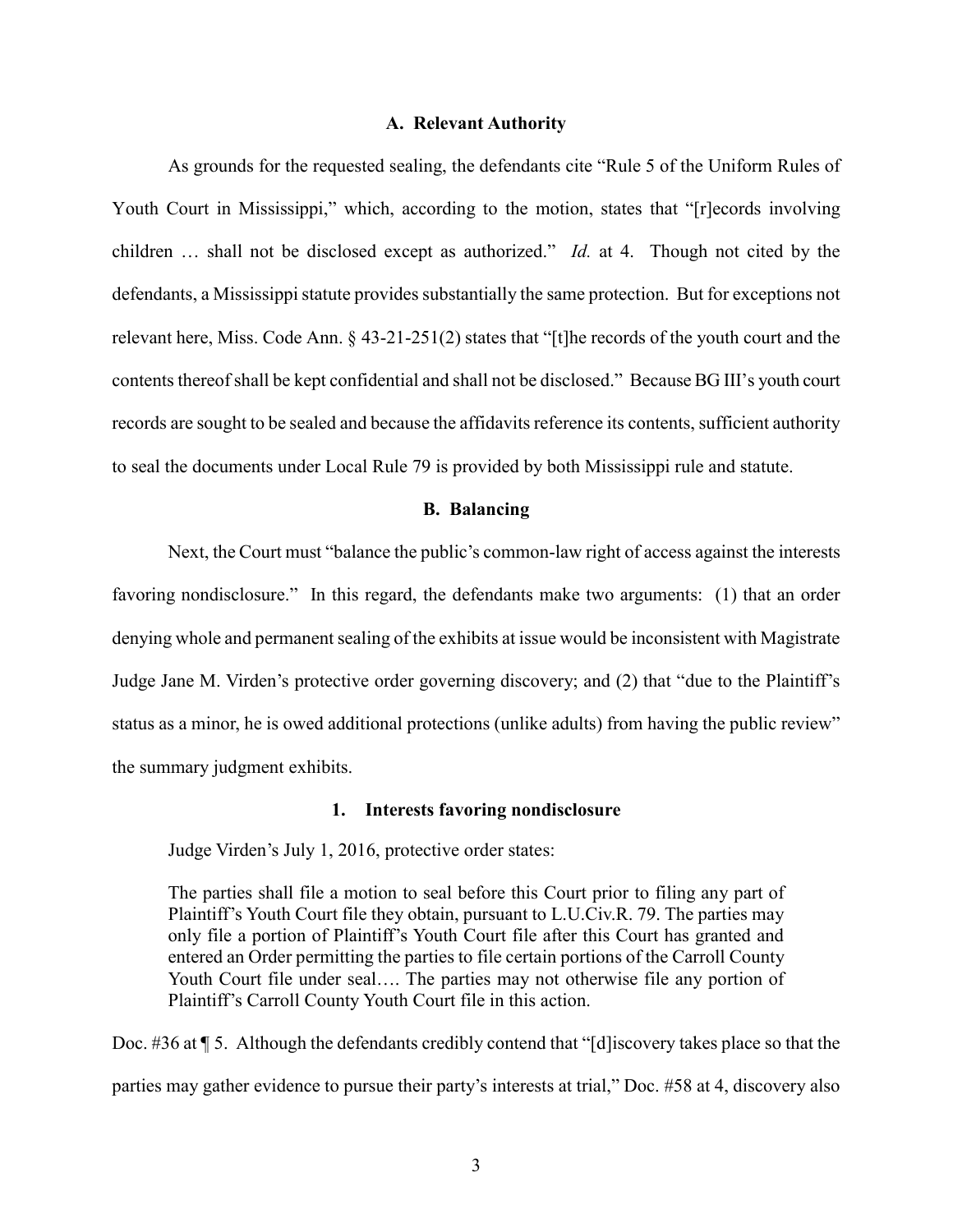### A. Relevant Authority

As grounds for the requested sealing, the defendants cite "Rule 5 of the Uniform Rules of Youth Court in Mississippi," which, according to the motion, states that "[r]ecords involving children … shall not be disclosed except as authorized." *Id.* at 4. Though not cited by the defendants, a Mississippi statute provides substantially the same protection. But for exceptions not relevant here, Miss. Code Ann. § 43-21-251(2) states that "[t]he records of the youth court and the contents thereof shall be kept confidential and shall not be disclosed." Because BG III's youth court records are sought to be sealed and because the affidavits reference its contents, sufficient authority to seal the documents under Local Rule 79 is provided by both Mississippi rule and statute.

### B. Balancing

Next, the Court must "balance the public's common-law right of access against the interests favoring nondisclosure." In this regard, the defendants make two arguments: (1) that an order denying whole and permanent sealing of the exhibits at issue would be inconsistent with Magistrate Judge Jane M. Virden's protective order governing discovery; and (2) that "due to the Plaintiff's status as a minor, he is owed additional protections (unlike adults) from having the public review" the summary judgment exhibits.

#### 1. Interests favoring nondisclosure

Judge Virden's July 1, 2016, protective order states:

> The parties shall file a motion to seal before this Court prior to filing any part of Plaintiff's Youth Court file they obtain, pursuant to L.U.Civ.R. 79. The parties may only file a portion of Plaintiff's Youth Court file after this Court has granted and entered an Order permitting the parties to file certain portions of the Carroll County Youth Court file under seal…. The parties may not otherwise file any portion of Plaintiff's Carroll County Youth Court file in this action.

Doc. #36 at ¶ 5. Although the defendants credibly contend that "[d]iscovery takes place so that the parties may gather evidence to pursue their party's interests at trial," Doc. #58 at 4, discovery also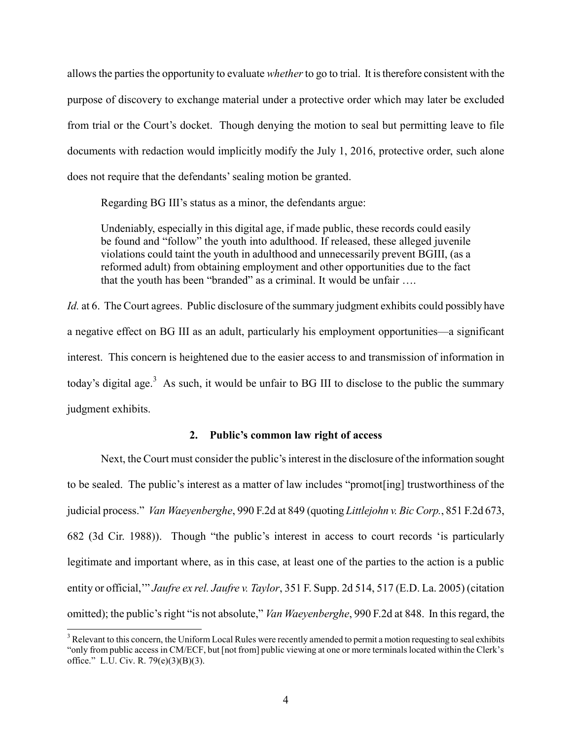allows the parties the opportunity to evaluate *whether* to go to trial. It is therefore consistent with the purpose of discovery to exchange material under a protective order which may later be excluded from trial or the Court's docket. Though denying the motion to seal but permitting leave to file documents with redaction would implicitly modify the July 1, 2016, protective order, such alone does not require that the defendants' sealing motion be granted.

Regarding BG III's status as a minor, the defendants argue:

> Undeniably, especially in this digital age, if made public, these records could easily be found and "follow" the youth into adulthood. If released, these alleged juvenile violations could taint the youth in adulthood and unnecessarily prevent BGIII, (as a reformed adult) from obtaining employment and other opportunities due to the fact that the youth has been "branded" as a criminal. It would be unfair ….

*Id.* at 6. The Court agrees. Public disclosure of the summary judgment exhibits could possibly have a negative effect on BG III as an adult, particularly his employment opportunities—a significant interest. This concern is heightened due to the easier access to and transmission of information in today's digital age.[3] As such, it would be unfair to BG III to disclose to the public the summary judgment exhibits.

### 2. Public's common law right of access

Next, the Court must consider the public's interest in the disclosure of the information sought to be sealed. The public's interest as a matter of law includes "promot[ing] trustworthiness of the judicial process." *Van Waeyenberghe*, 990 F.2d at 849 (quoting *Littlejohn v. Bic Corp.*, 851 F.2d 673, 682 (3d Cir. 1988)). Though "the public's interest in access to court records 'is particularly legitimate and important where, as in this case, at least one of the parties to the action is a public entity or official,'" *Jaufre ex rel. Jaufre v. Taylor*, 351 F. Supp. 2d 514, 517 (E.D. La. 2005) (citation omitted); the public's right "is not absolute," *Van Waeyenberghe*, 990 F.2d at 848. In this regard, the

---

[3] Relevant to this concern, the Uniform Local Rules were recently amended to permit a motion requesting to seal exhibits "only from public access in CM/ECF, but [not from] public viewing at one or more terminals located within the Clerk's office." L.U. Civ. R. 79(e)(3)(B)(3).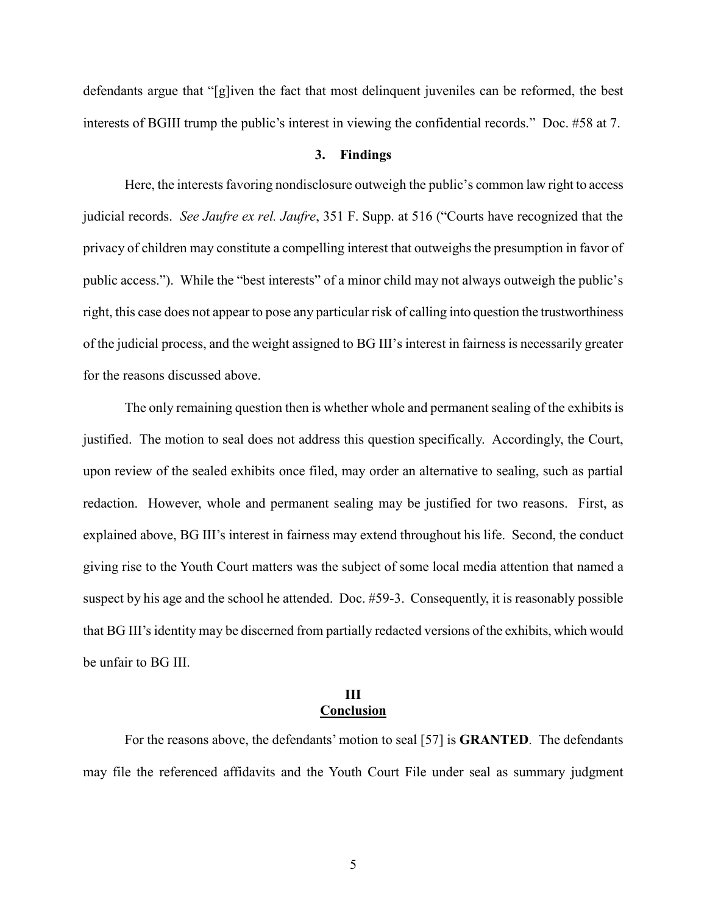defendants argue that "[g]iven the fact that most delinquent juveniles can be reformed, the best interests of BGIII trump the public's interest in viewing the confidential records." Doc. #58 at 7.

### 3. Findings

Here, the interests favoring nondisclosure outweigh the public's common law right to access judicial records. *See Jaufre ex rel. Jaufre*, 351 F. Supp. at 516 ("Courts have recognized that the privacy of children may constitute a compelling interest that outweighs the presumption in favor of public access."). While the "best interests" of a minor child may not always outweigh the public's right, this case does not appear to pose any particular risk of calling into question the trustworthiness of the judicial process, and the weight assigned to BG III's interest in fairness is necessarily greater for the reasons discussed above.

The only remaining question then is whether whole and permanent sealing of the exhibits is justified. The motion to seal does not address this question specifically. Accordingly, the Court, upon review of the sealed exhibits once filed, may order an alternative to sealing, such as partial redaction. However, whole and permanent sealing may be justified for two reasons. First, as explained above, BG III's interest in fairness may extend throughout his life. Second, the conduct giving rise to the Youth Court matters was the subject of some local media attention that named a suspect by his age and the school he attended. Doc. #59-3. Consequently, it is reasonably possible that BG III's identity may be discerned from partially redacted versions of the exhibits, which would be unfair to BG III.

## III
## Conclusion

For the reasons above, the defendants' motion to seal [57] is **GRANTED**. The defendants may file the referenced affidavits and the Youth Court File under seal as summary judgment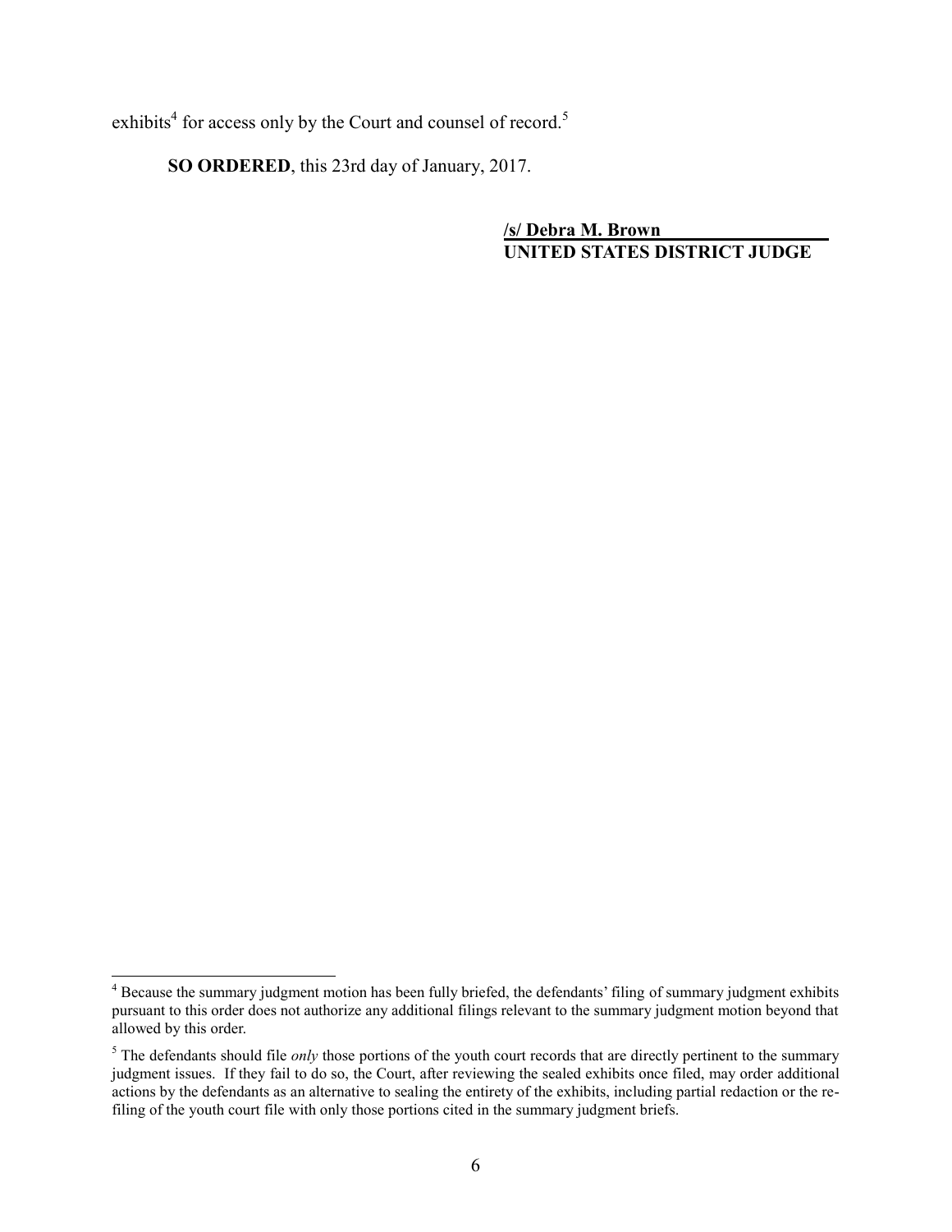exhibits[4] for access only by the Court and counsel of record.[5]

**SO ORDERED**, this 23rd day of January, 2017.

**/s/ Debra M. Brown**
**UNITED STATES DISTRICT JUDGE**

---

[4] Because the summary judgment motion has been fully briefed, the defendants' filing of summary judgment exhibits pursuant to this order does not authorize any additional filings relevant to the summary judgment motion beyond that allowed by this order.

[5] The defendants should file *only* those portions of the youth court records that are directly pertinent to the summary judgment issues. If they fail to do so, the Court, after reviewing the sealed exhibits once filed, may order additional actions by the defendants as an alternative to sealing the entirety of the exhibits, including partial redaction or the re-filing of the youth court file with only those portions cited in the summary judgment briefs.